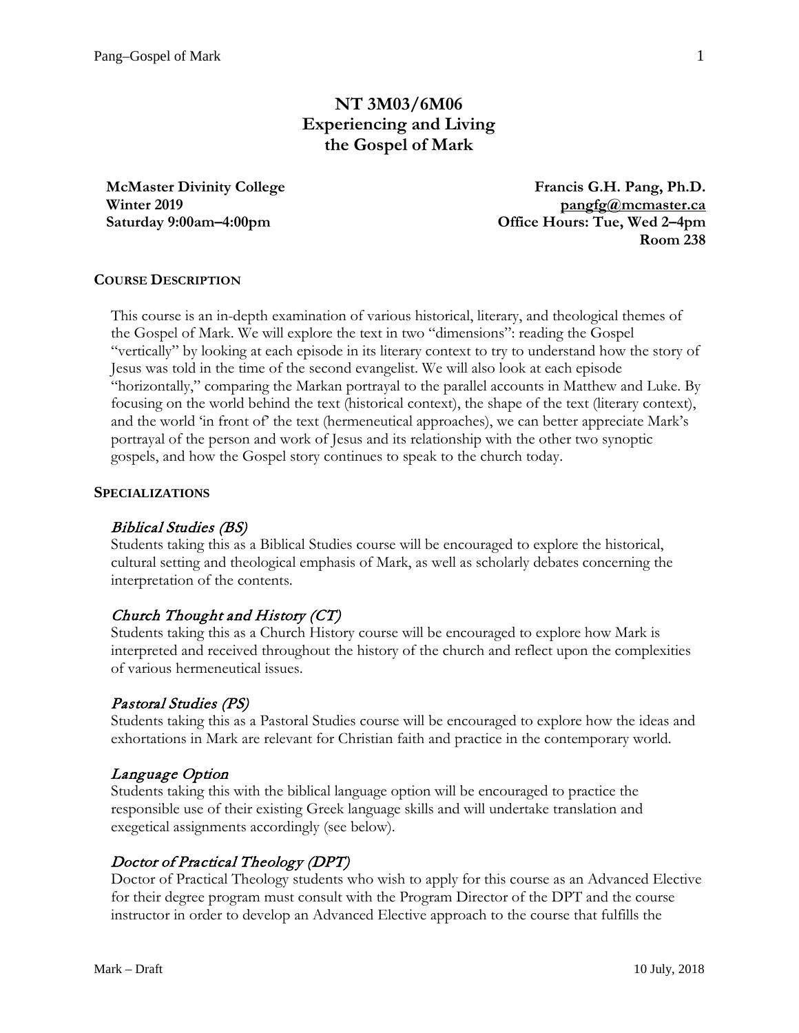# NT 3M03/6M06
# Experiencing and Living the Gospel of Mark

**McMaster Divinity College**
**Winter 2019**
**Saturday 9:00am–4:00pm**

**Francis G.H. Pang, Ph.D.**
**pangfg@mcmaster.ca**
**Office Hours: Tue, Wed 2–4pm**
**Room 238**

## COURSE DESCRIPTION

This course is an in-depth examination of various historical, literary, and theological themes of the Gospel of Mark. We will explore the text in two "dimensions": reading the Gospel "vertically" by looking at each episode in its literary context to try to understand how the story of Jesus was told in the time of the second evangelist. We will also look at each episode "horizontally," comparing the Markan portrayal to the parallel accounts in Matthew and Luke. By focusing on the world behind the text (historical context), the shape of the text (literary context), and the world 'in front of' the text (hermeneutical approaches), we can better appreciate Mark's portrayal of the person and work of Jesus and its relationship with the other two synoptic gospels, and how the Gospel story continues to speak to the church today.

## SPECIALIZATIONS

### *Biblical Studies (BS)*

Students taking this as a Biblical Studies course will be encouraged to explore the historical, cultural setting and theological emphasis of Mark, as well as scholarly debates concerning the interpretation of the contents.

### *Church Thought and History (CT)*

Students taking this as a Church History course will be encouraged to explore how Mark is interpreted and received throughout the history of the church and reflect upon the complexities of various hermeneutical issues.

### *Pastoral Studies (PS)*

Students taking this as a Pastoral Studies course will be encouraged to explore how the ideas and exhortations in Mark are relevant for Christian faith and practice in the contemporary world.

### *Language Option*

Students taking this with the biblical language option will be encouraged to practice the responsible use of their existing Greek language skills and will undertake translation and exegetical assignments accordingly (see below).

### *Doctor of Practical Theology (DPT)*

Doctor of Practical Theology students who wish to apply for this course as an Advanced Elective for their degree program must consult with the Program Director of the DPT and the course instructor in order to develop an Advanced Elective approach to the course that fulfills the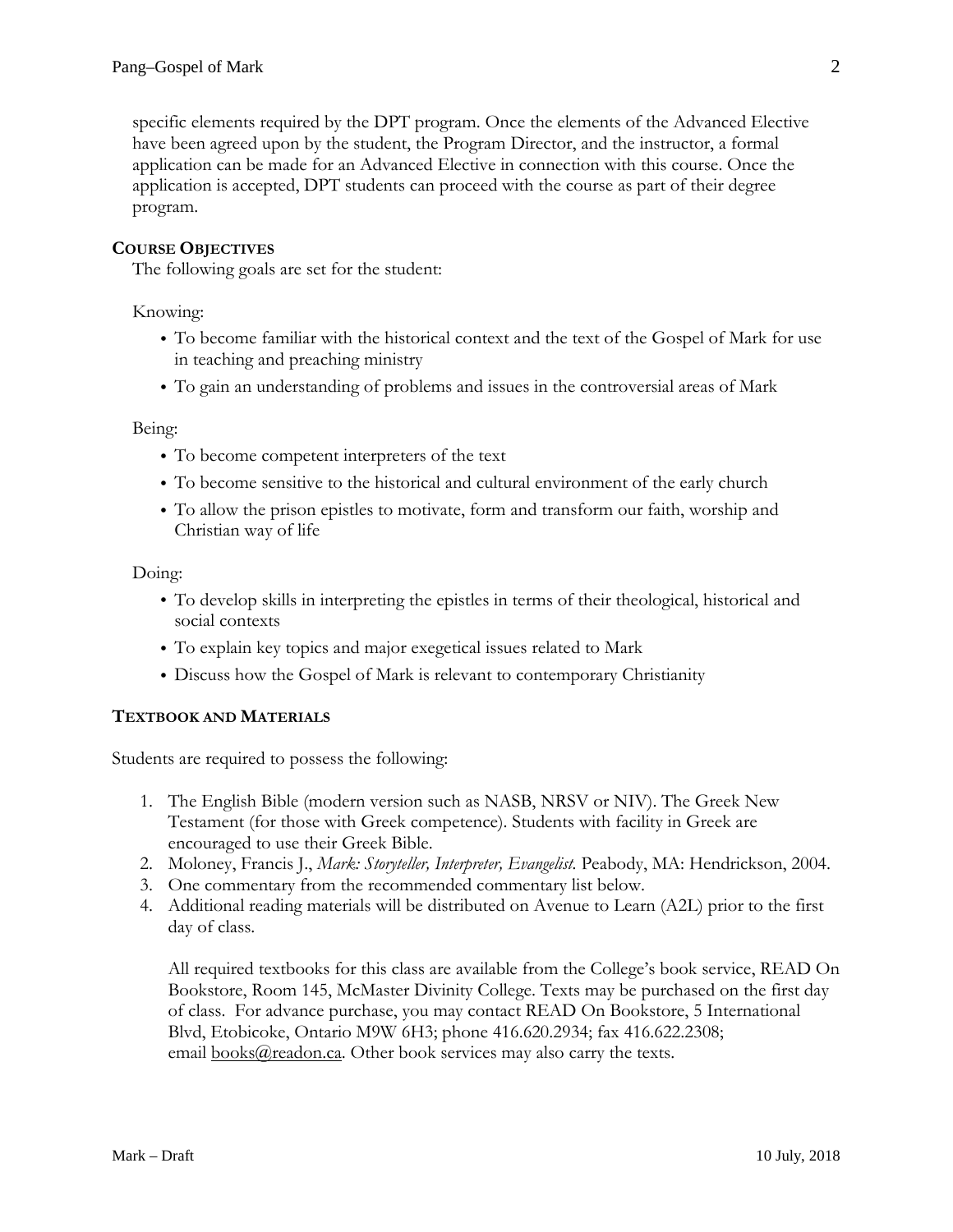specific elements required by the DPT program. Once the elements of the Advanced Elective have been agreed upon by the student, the Program Director, and the instructor, a formal application can be made for an Advanced Elective in connection with this course. Once the application is accepted, DPT students can proceed with the course as part of their degree program.

### COURSE OBJECTIVES

The following goals are set for the student:

Knowing:

- To become familiar with the historical context and the text of the Gospel of Mark for use in teaching and preaching ministry
- To gain an understanding of problems and issues in the controversial areas of Mark

Being:

- To become competent interpreters of the text
- To become sensitive to the historical and cultural environment of the early church
- To allow the prison epistles to motivate, form and transform our faith, worship and Christian way of life

Doing:

- To develop skills in interpreting the epistles in terms of their theological, historical and social contexts
- To explain key topics and major exegetical issues related to Mark
- Discuss how the Gospel of Mark is relevant to contemporary Christianity

### TEXTBOOK AND MATERIALS

Students are required to possess the following:

1. The English Bible (modern version such as NASB, NRSV or NIV). The Greek New Testament (for those with Greek competence). Students with facility in Greek are encouraged to use their Greek Bible.
2. Moloney, Francis J., *Mark: Storyteller, Interpreter, Evangelist.* Peabody, MA: Hendrickson, 2004.
3. One commentary from the recommended commentary list below.
4. Additional reading materials will be distributed on Avenue to Learn (A2L) prior to the first day of class.

   All required textbooks for this class are available from the College's book service, READ On Bookstore, Room 145, McMaster Divinity College. Texts may be purchased on the first day of class. For advance purchase, you may contact READ On Bookstore, 5 International Blvd, Etobicoke, Ontario M9W 6H3; phone 416.620.2934; fax 416.622.2308; email books@readon.ca. Other book services may also carry the texts.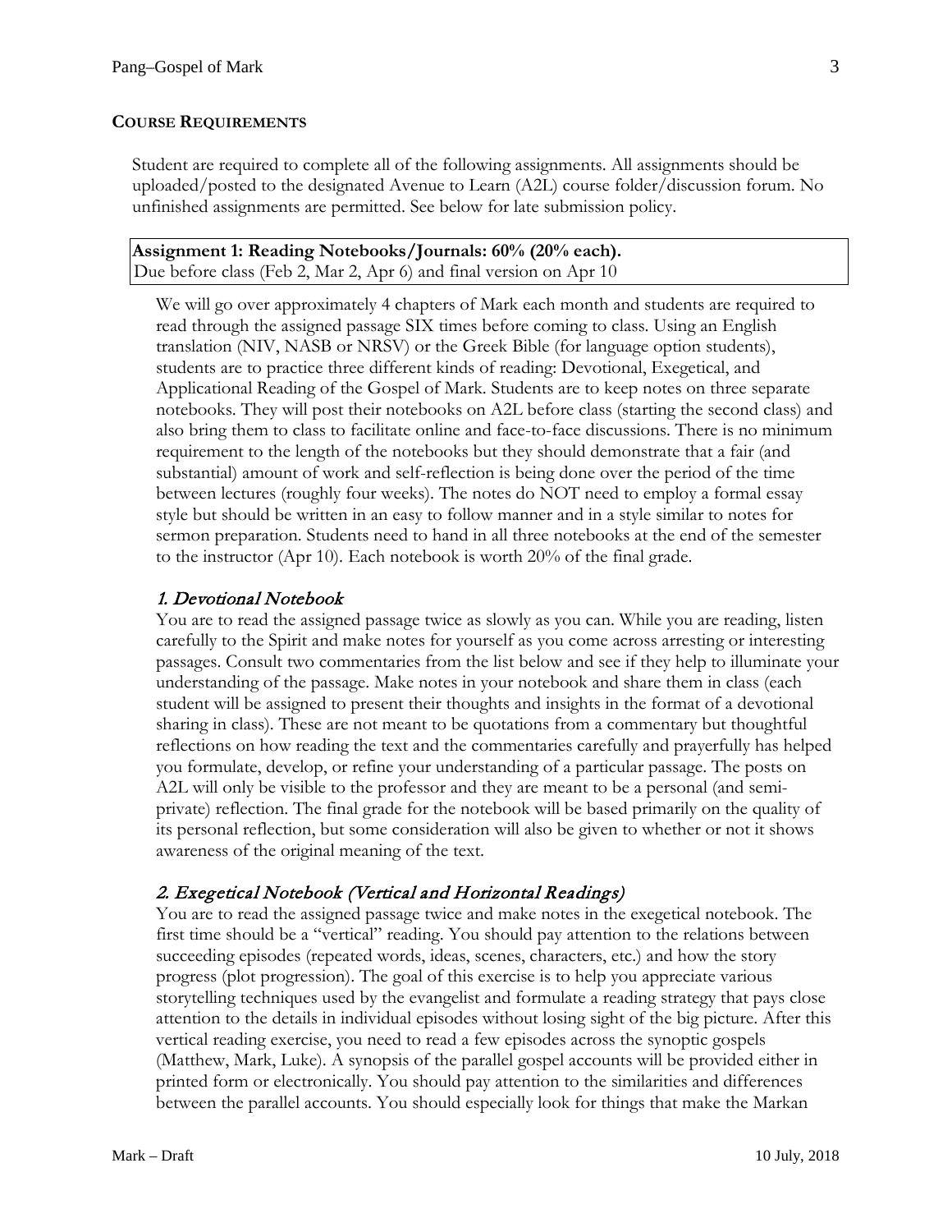## COURSE REQUIREMENTS

Student are required to complete all of the following assignments. All assignments should be uploaded/posted to the designated Avenue to Learn (A2L) course folder/discussion forum. No unfinished assignments are permitted. See below for late submission policy.

**Assignment 1: Reading Notebooks/Journals: 60% (20% each).**
Due before class (Feb 2, Mar 2, Apr 6) and final version on Apr 10

We will go over approximately 4 chapters of Mark each month and students are required to read through the assigned passage SIX times before coming to class. Using an English translation (NIV, NASB or NRSV) or the Greek Bible (for language option students), students are to practice three different kinds of reading: Devotional, Exegetical, and Applicational Reading of the Gospel of Mark. Students are to keep notes on three separate notebooks. They will post their notebooks on A2L before class (starting the second class) and also bring them to class to facilitate online and face-to-face discussions. There is no minimum requirement to the length of the notebooks but they should demonstrate that a fair (and substantial) amount of work and self-reflection is being done over the period of the time between lectures (roughly four weeks). The notes do NOT need to employ a formal essay style but should be written in an easy to follow manner and in a style similar to notes for sermon preparation. Students need to hand in all three notebooks at the end of the semester to the instructor (Apr 10). Each notebook is worth 20% of the final grade.

### *1. Devotional Notebook*

You are to read the assigned passage twice as slowly as you can. While you are reading, listen carefully to the Spirit and make notes for yourself as you come across arresting or interesting passages. Consult two commentaries from the list below and see if they help to illuminate your understanding of the passage. Make notes in your notebook and share them in class (each student will be assigned to present their thoughts and insights in the format of a devotional sharing in class). These are not meant to be quotations from a commentary but thoughtful reflections on how reading the text and the commentaries carefully and prayerfully has helped you formulate, develop, or refine your understanding of a particular passage. The posts on A2L will only be visible to the professor and they are meant to be a personal (and semi-private) reflection. The final grade for the notebook will be based primarily on the quality of its personal reflection, but some consideration will also be given to whether or not it shows awareness of the original meaning of the text.

### *2. Exegetical Notebook (Vertical and Horizontal Readings)*

You are to read the assigned passage twice and make notes in the exegetical notebook. The first time should be a "vertical" reading. You should pay attention to the relations between succeeding episodes (repeated words, ideas, scenes, characters, etc.) and how the story progress (plot progression). The goal of this exercise is to help you appreciate various storytelling techniques used by the evangelist and formulate a reading strategy that pays close attention to the details in individual episodes without losing sight of the big picture. After this vertical reading exercise, you need to read a few episodes across the synoptic gospels (Matthew, Mark, Luke). A synopsis of the parallel gospel accounts will be provided either in printed form or electronically. You should pay attention to the similarities and differences between the parallel accounts. You should especially look for things that make the Markan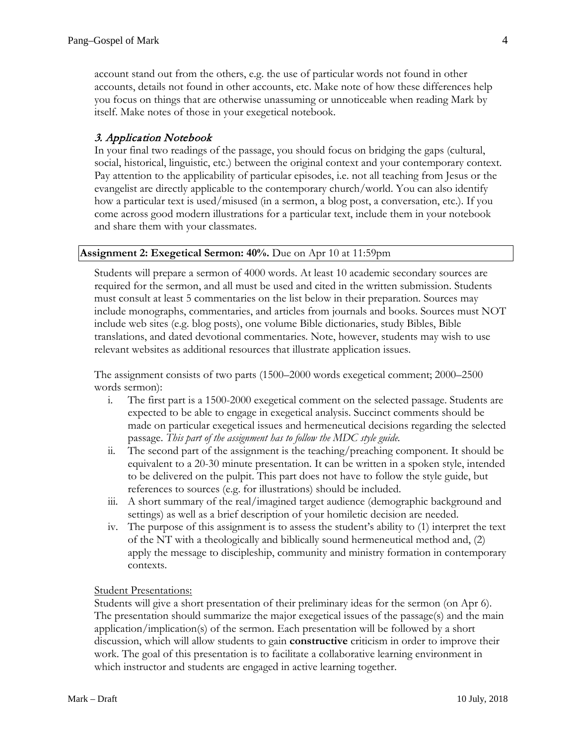account stand out from the others, e.g. the use of particular words not found in other accounts, details not found in other accounts, etc. Make note of how these differences help you focus on things that are otherwise unassuming or unnoticeable when reading Mark by itself. Make notes of those in your exegetical notebook.

### *3. Application Notebook*

In your final two readings of the passage, you should focus on bridging the gaps (cultural, social, historical, linguistic, etc.) between the original context and your contemporary context. Pay attention to the applicability of particular episodes, i.e. not all teaching from Jesus or the evangelist are directly applicable to the contemporary church/world. You can also identify how a particular text is used/misused (in a sermon, a blog post, a conversation, etc.). If you come across good modern illustrations for a particular text, include them in your notebook and share them with your classmates.

**Assignment 2: Exegetical Sermon: 40%.** Due on Apr 10 at 11:59pm

Students will prepare a sermon of 4000 words. At least 10 academic secondary sources are required for the sermon, and all must be used and cited in the written submission. Students must consult at least 5 commentaries on the list below in their preparation. Sources may include monographs, commentaries, and articles from journals and books. Sources must NOT include web sites (e.g. blog posts), one volume Bible dictionaries, study Bibles, Bible translations, and dated devotional commentaries. Note, however, students may wish to use relevant websites as additional resources that illustrate application issues.

The assignment consists of two parts (1500–2000 words exegetical comment; 2000–2500 words sermon):

i. The first part is a 1500-2000 exegetical comment on the selected passage. Students are expected to be able to engage in exegetical analysis. Succinct comments should be made on particular exegetical issues and hermeneutical decisions regarding the selected passage. *This part of the assignment has to follow the MDC style guide.*
ii. The second part of the assignment is the teaching/preaching component. It should be equivalent to a 20-30 minute presentation. It can be written in a spoken style, intended to be delivered on the pulpit. This part does not have to follow the style guide, but references to sources (e.g. for illustrations) should be included.
iii. A short summary of the real/imagined target audience (demographic background and settings) as well as a brief description of your homiletic decision are needed.
iv. The purpose of this assignment is to assess the student's ability to (1) interpret the text of the NT with a theologically and biblically sound hermeneutical method and, (2) apply the message to discipleship, community and ministry formation in contemporary contexts.

Student Presentations:

Students will give a short presentation of their preliminary ideas for the sermon (on Apr 6). The presentation should summarize the major exegetical issues of the passage(s) and the main application/implication(s) of the sermon. Each presentation will be followed by a short discussion, which will allow students to gain **constructive** criticism in order to improve their work. The goal of this presentation is to facilitate a collaborative learning environment in which instructor and students are engaged in active learning together.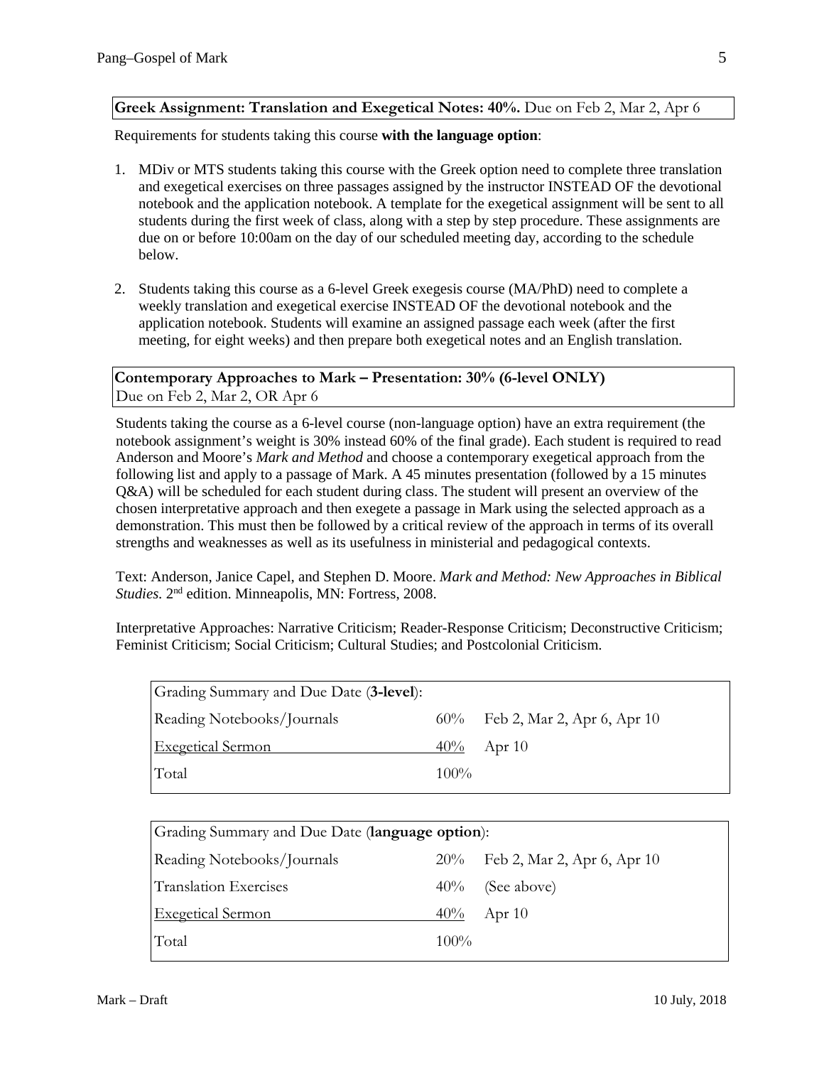**Greek Assignment: Translation and Exegetical Notes: 40%.** Due on Feb 2, Mar 2, Apr 6

Requirements for students taking this course **with the language option**:

1. MDiv or MTS students taking this course with the Greek option need to complete three translation and exegetical exercises on three passages assigned by the instructor INSTEAD OF the devotional notebook and the application notebook. A template for the exegetical assignment will be sent to all students during the first week of class, along with a step by step procedure. These assignments are due on or before 10:00am on the day of our scheduled meeting day, according to the schedule below.

2. Students taking this course as a 6-level Greek exegesis course (MA/PhD) need to complete a weekly translation and exegetical exercise INSTEAD OF the devotional notebook and the application notebook. Students will examine an assigned passage each week (after the first meeting, for eight weeks) and then prepare both exegetical notes and an English translation.

**Contemporary Approaches to Mark – Presentation: 30% (6-level ONLY)**
Due on Feb 2, Mar 2, OR Apr 6

Students taking the course as a 6-level course (non-language option) have an extra requirement (the notebook assignment's weight is 30% instead 60% of the final grade). Each student is required to read Anderson and Moore's *Mark and Method* and choose a contemporary exegetical approach from the following list and apply to a passage of Mark. A 45 minutes presentation (followed by a 15 minutes Q&A) will be scheduled for each student during class. The student will present an overview of the chosen interpretative approach and then exegete a passage in Mark using the selected approach as a demonstration. This must then be followed by a critical review of the approach in terms of its overall strengths and weaknesses as well as its usefulness in ministerial and pedagogical contexts.

Text: Anderson, Janice Capel, and Stephen D. Moore. *Mark and Method: New Approaches in Biblical Studies*. 2nd edition. Minneapolis, MN: Fortress, 2008.

Interpretative Approaches: Narrative Criticism; Reader-Response Criticism; Deconstructive Criticism; Feminist Criticism; Social Criticism; Cultural Studies; and Postcolonial Criticism.

| Grading Summary and Due Date (**3-level**): | | |
|---|---|---|
| Reading Notebooks/Journals | 60% | Feb 2, Mar 2, Apr 6, Apr 10 |
| Exegetical Sermon | 40% | Apr 10 |
| Total | 100% | |

| Grading Summary and Due Date (**language option**): | | |
|---|---|---|
| Reading Notebooks/Journals | 20% | Feb 2, Mar 2, Apr 6, Apr 10 |
| Translation Exercises | 40% | (See above) |
| Exegetical Sermon | 40% | Apr 10 |
| Total | 100% | |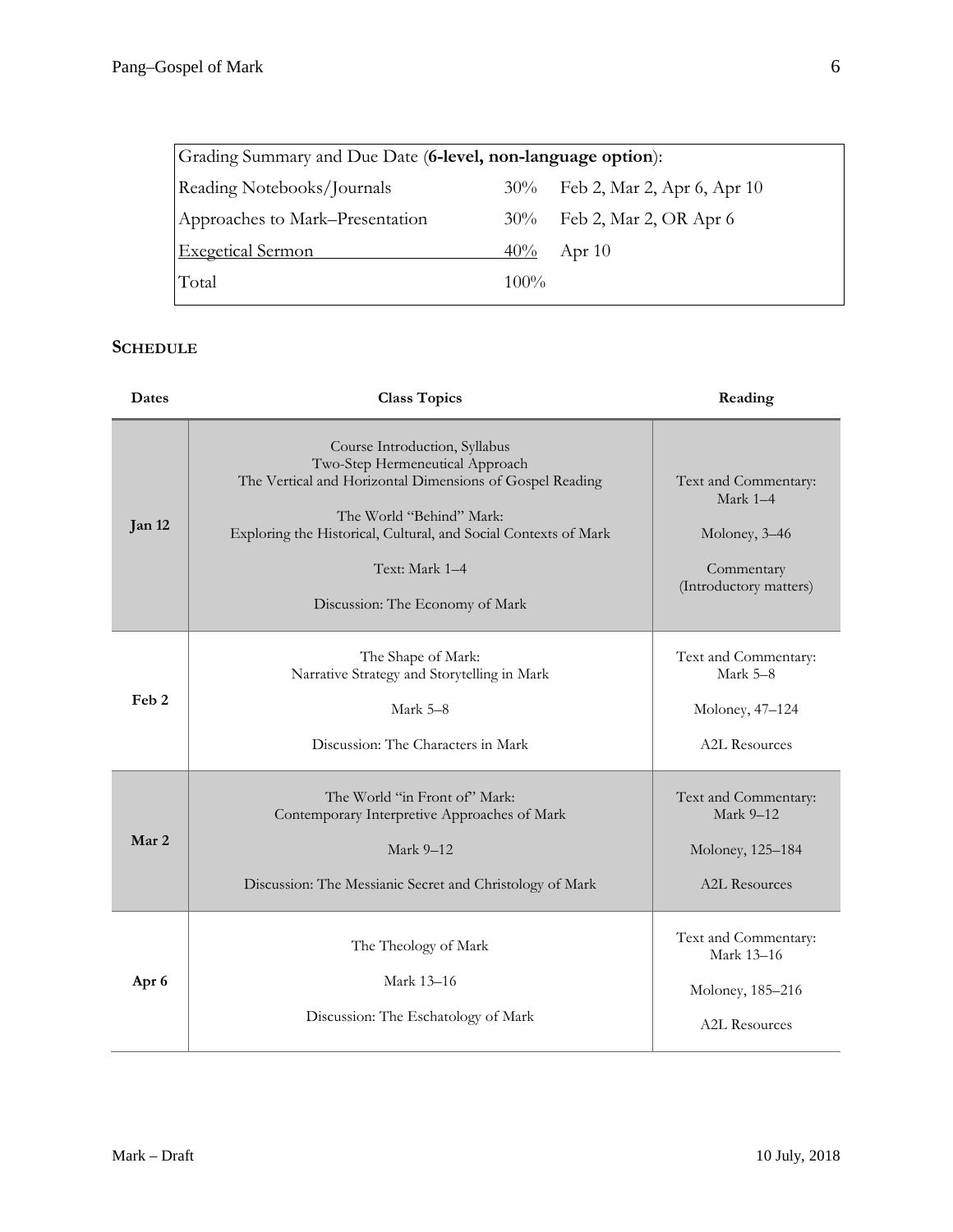| Grading Summary and Due Date (**6-level, non-language option**): | | |
|---|---|---|
| Reading Notebooks/Journals | 30% | Feb 2, Mar 2, Apr 6, Apr 10 |
| Approaches to Mark–Presentation | 30% | Feb 2, Mar 2, OR Apr 6 |
| Exegetical Sermon | 40% | Apr 10 |
| Total | 100% | |

## SCHEDULE

| Dates | Class Topics | Reading |
|---|---|---|
| **Jan 12** | Course Introduction, Syllabus<br>Two-Step Hermeneutical Approach<br>The Vertical and Horizontal Dimensions of Gospel Reading<br><br>The World "Behind" Mark:<br>Exploring the Historical, Cultural, and Social Contexts of Mark<br><br>Text: Mark 1–4<br><br>Discussion: The Economy of Mark | Text and Commentary: Mark 1–4<br><br>Moloney, 3–46<br><br>Commentary (Introductory matters) |
| **Feb 2** | The Shape of Mark:<br>Narrative Strategy and Storytelling in Mark<br><br>Mark 5–8<br><br>Discussion: The Characters in Mark | Text and Commentary: Mark 5–8<br><br>Moloney, 47–124<br><br>A2L Resources |
| **Mar 2** | The World "in Front of" Mark:<br>Contemporary Interpretive Approaches of Mark<br><br>Mark 9–12<br><br>Discussion: The Messianic Secret and Christology of Mark | Text and Commentary: Mark 9–12<br><br>Moloney, 125–184<br><br>A2L Resources |
| **Apr 6** | The Theology of Mark<br><br>Mark 13–16<br><br>Discussion: The Eschatology of Mark | Text and Commentary: Mark 13–16<br><br>Moloney, 185–216<br><br>A2L Resources |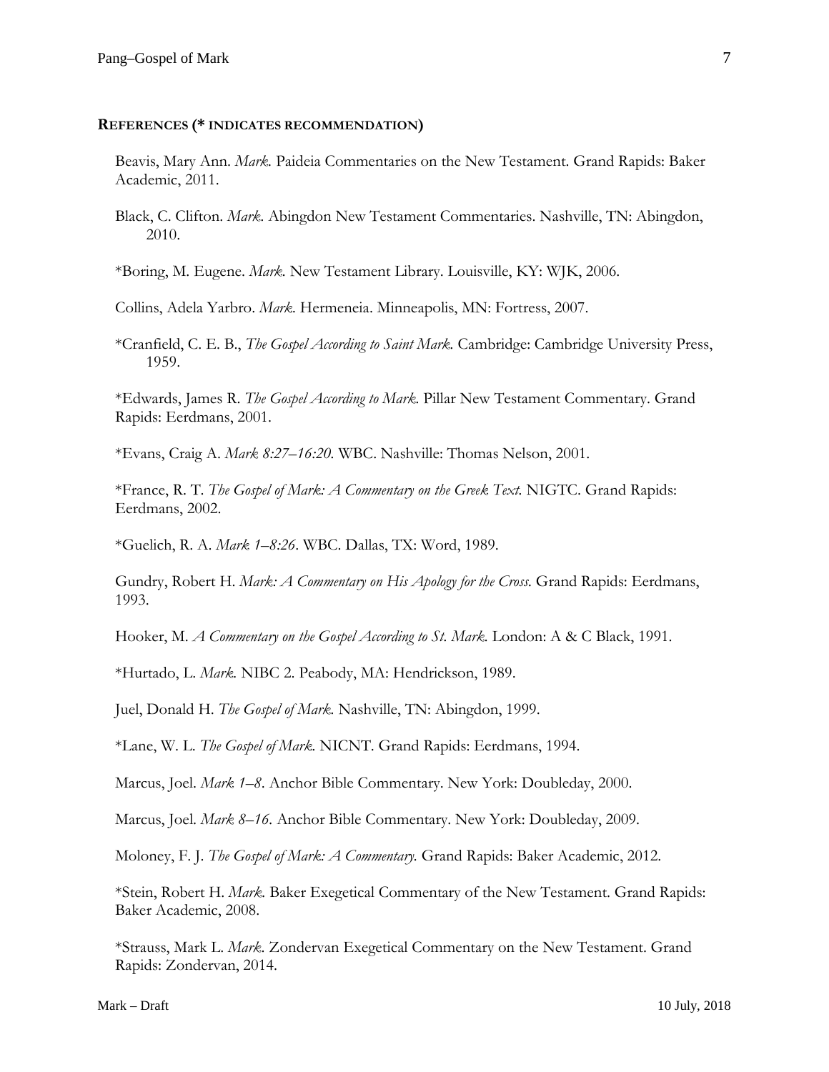**REFERENCES (* INDICATES RECOMMENDATION)**

Beavis, Mary Ann. *Mark.* Paideia Commentaries on the New Testament. Grand Rapids: Baker Academic, 2011.

Black, C. Clifton. *Mark.* Abingdon New Testament Commentaries. Nashville, TN: Abingdon, 2010.

*Boring, M. Eugene. *Mark.* New Testament Library. Louisville, KY: WJK, 2006.

Collins, Adela Yarbro. *Mark.* Hermeneia. Minneapolis, MN: Fortress, 2007.

*Cranfield, C. E. B., *The Gospel According to Saint Mark.* Cambridge: Cambridge University Press, 1959.

*Edwards, James R. *The Gospel According to Mark.* Pillar New Testament Commentary. Grand Rapids: Eerdmans, 2001.

*Evans, Craig A. *Mark 8:27–16:20.* WBC. Nashville: Thomas Nelson, 2001.

*France, R. T. *The Gospel of Mark: A Commentary on the Greek Text.* NIGTC. Grand Rapids: Eerdmans, 2002.

*Guelich, R. A. *Mark 1–8:26*. WBC. Dallas, TX: Word, 1989.

Gundry, Robert H. *Mark: A Commentary on His Apology for the Cross.* Grand Rapids: Eerdmans, 1993.

Hooker, M. *A Commentary on the Gospel According to St. Mark.* London: A & C Black, 1991.

*Hurtado, L. *Mark.* NIBC 2. Peabody, MA: Hendrickson, 1989.

Juel, Donald H. *The Gospel of Mark.* Nashville, TN: Abingdon, 1999.

*Lane, W. L. *The Gospel of Mark.* NICNT. Grand Rapids: Eerdmans, 1994.

Marcus, Joel. *Mark 1–8*. Anchor Bible Commentary. New York: Doubleday, 2000.

Marcus, Joel. *Mark 8–16*. Anchor Bible Commentary. New York: Doubleday, 2009.

Moloney, F. J. *The Gospel of Mark: A Commentary.* Grand Rapids: Baker Academic, 2012.

*Stein, Robert H. *Mark.* Baker Exegetical Commentary of the New Testament. Grand Rapids: Baker Academic, 2008.

*Strauss, Mark L. *Mark*. Zondervan Exegetical Commentary on the New Testament. Grand Rapids: Zondervan, 2014.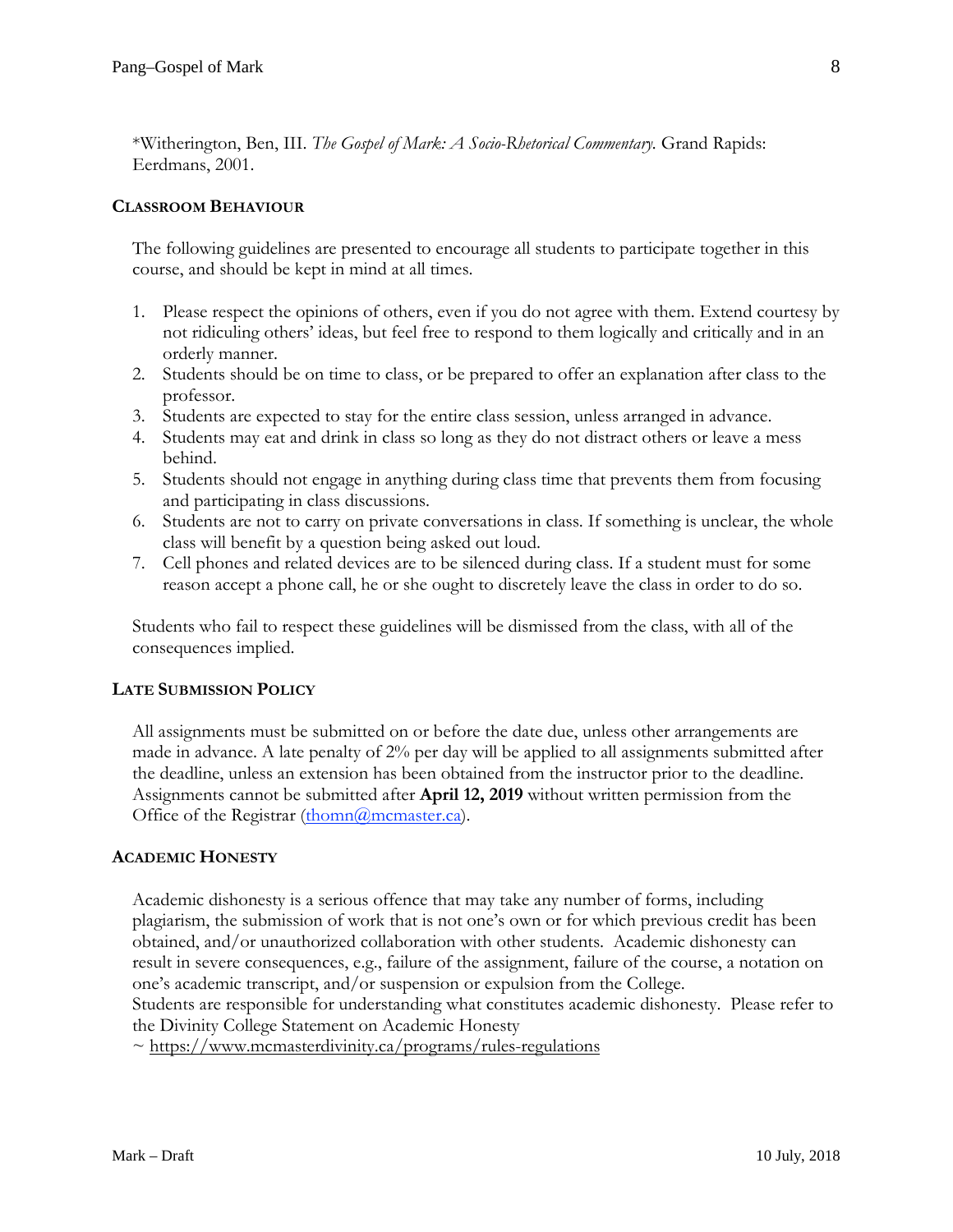*Witherington, Ben, III. *The Gospel of Mark: A Socio-Rhetorical Commentary.* Grand Rapids: Eerdmans, 2001.

## CLASSROOM BEHAVIOUR

The following guidelines are presented to encourage all students to participate together in this course, and should be kept in mind at all times.

1. Please respect the opinions of others, even if you do not agree with them. Extend courtesy by not ridiculing others' ideas, but feel free to respond to them logically and critically and in an orderly manner.
2. Students should be on time to class, or be prepared to offer an explanation after class to the professor.
3. Students are expected to stay for the entire class session, unless arranged in advance.
4. Students may eat and drink in class so long as they do not distract others or leave a mess behind.
5. Students should not engage in anything during class time that prevents them from focusing and participating in class discussions.
6. Students are not to carry on private conversations in class. If something is unclear, the whole class will benefit by a question being asked out loud.
7. Cell phones and related devices are to be silenced during class. If a student must for some reason accept a phone call, he or she ought to discretely leave the class in order to do so.

Students who fail to respect these guidelines will be dismissed from the class, with all of the consequences implied.

## LATE SUBMISSION POLICY

All assignments must be submitted on or before the date due, unless other arrangements are made in advance. A late penalty of 2% per day will be applied to all assignments submitted after the deadline, unless an extension has been obtained from the instructor prior to the deadline. Assignments cannot be submitted after **April 12, 2019** without written permission from the Office of the Registrar (thomn@mcmaster.ca).

## ACADEMIC HONESTY

Academic dishonesty is a serious offence that may take any number of forms, including plagiarism, the submission of work that is not one's own or for which previous credit has been obtained, and/or unauthorized collaboration with other students. Academic dishonesty can result in severe consequences, e.g., failure of the assignment, failure of the course, a notation on one's academic transcript, and/or suspension or expulsion from the College.
Students are responsible for understanding what constitutes academic dishonesty. Please refer to the Divinity College Statement on Academic Honesty
~ https://www.mcmasterdivinity.ca/programs/rules-regulations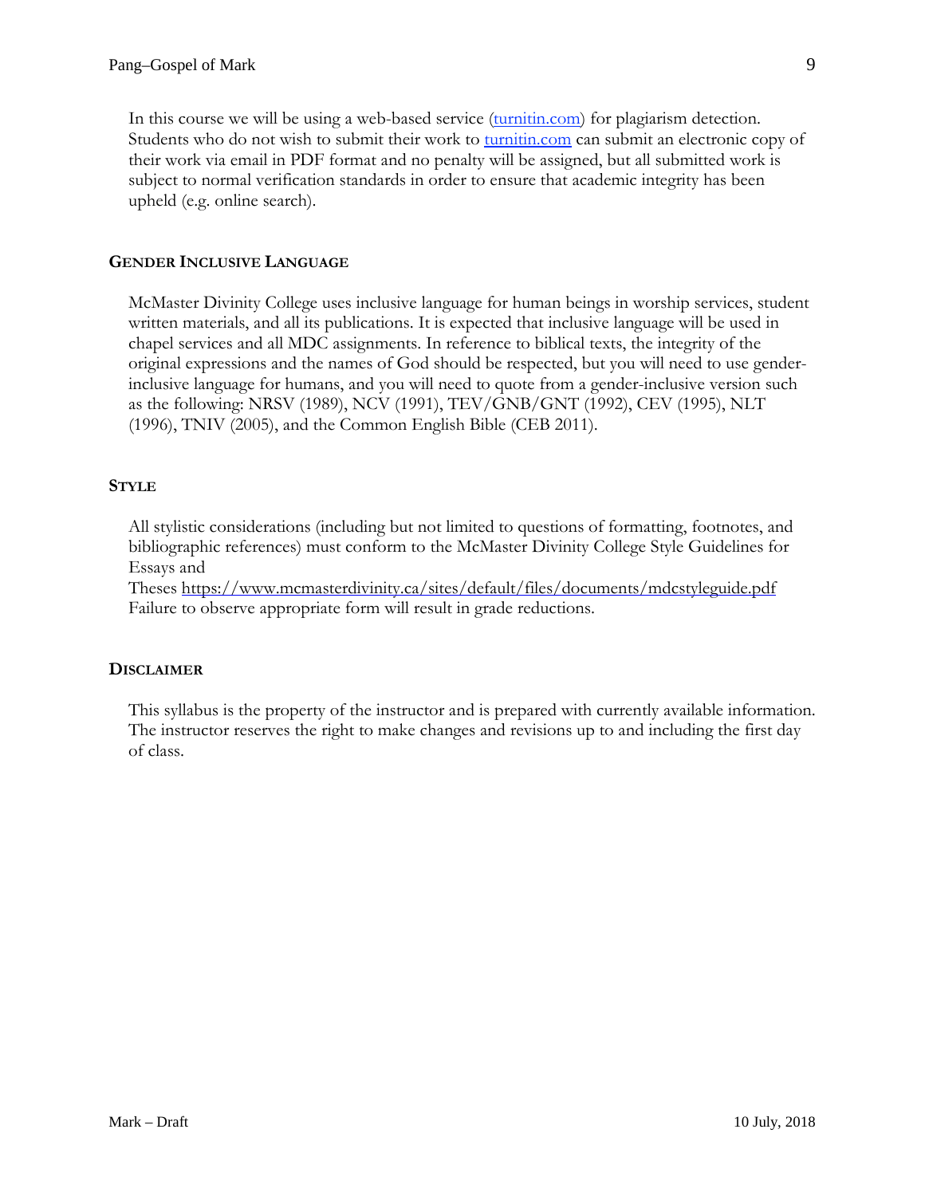In this course we will be using a web-based service (turnitin.com) for plagiarism detection. Students who do not wish to submit their work to turnitin.com can submit an electronic copy of their work via email in PDF format and no penalty will be assigned, but all submitted work is subject to normal verification standards in order to ensure that academic integrity has been upheld (e.g. online search).

## GENDER INCLUSIVE LANGUAGE

McMaster Divinity College uses inclusive language for human beings in worship services, student written materials, and all its publications. It is expected that inclusive language will be used in chapel services and all MDC assignments. In reference to biblical texts, the integrity of the original expressions and the names of God should be respected, but you will need to use gender-inclusive language for humans, and you will need to quote from a gender-inclusive version such as the following: NRSV (1989), NCV (1991), TEV/GNB/GNT (1992), CEV (1995), NLT (1996), TNIV (2005), and the Common English Bible (CEB 2011).

## STYLE

All stylistic considerations (including but not limited to questions of formatting, footnotes, and bibliographic references) must conform to the McMaster Divinity College Style Guidelines for Essays and Theses https://www.mcmasterdivinity.ca/sites/default/files/documents/mdcstyleguide.pdf Failure to observe appropriate form will result in grade reductions.

## DISCLAIMER

This syllabus is the property of the instructor and is prepared with currently available information. The instructor reserves the right to make changes and revisions up to and including the first day of class.